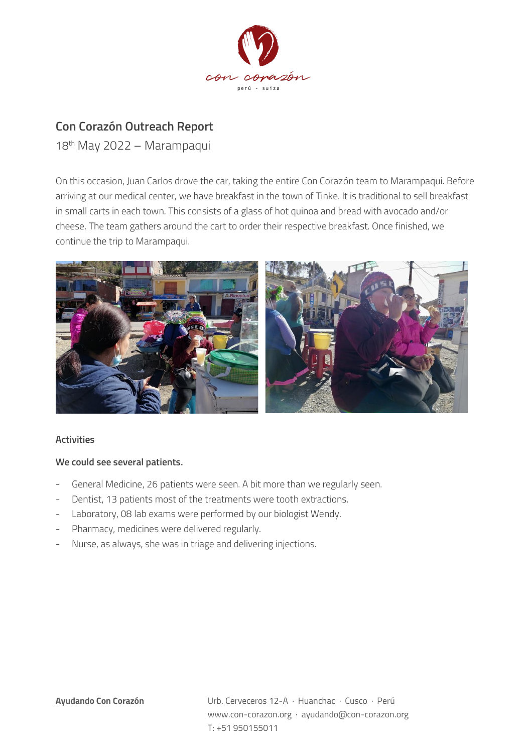## Con Corazón Outreach Report

18th May 2022 – Marampaqui

On this occasion, Juan Carlos drove the car, taking the entire Con Corazón team to Marampaqui. Before arriving at our medical center, we have breakfast in the town of Tinke. It is traditional to sell breakfast in small carts in each town. This consists of a glass of hot quinoa and bread with avocado and/or cheese. The team gathers around the cart to order their respective breakfast. Once finished, we continue the trip to Marampaqui.

**Activities**

**We could see several patients.**

- General Medicine, 26 patients were seen. A bit more than we regularly seen.
- Dentist, 13 patients most of the treatments were tooth extractions.
- Laboratory, 08 lab exams were performed by our biologist Wendy.
- Pharmacy, medicines were delivered regularly.
- Nurse, as always, she was in triage and delivering injections.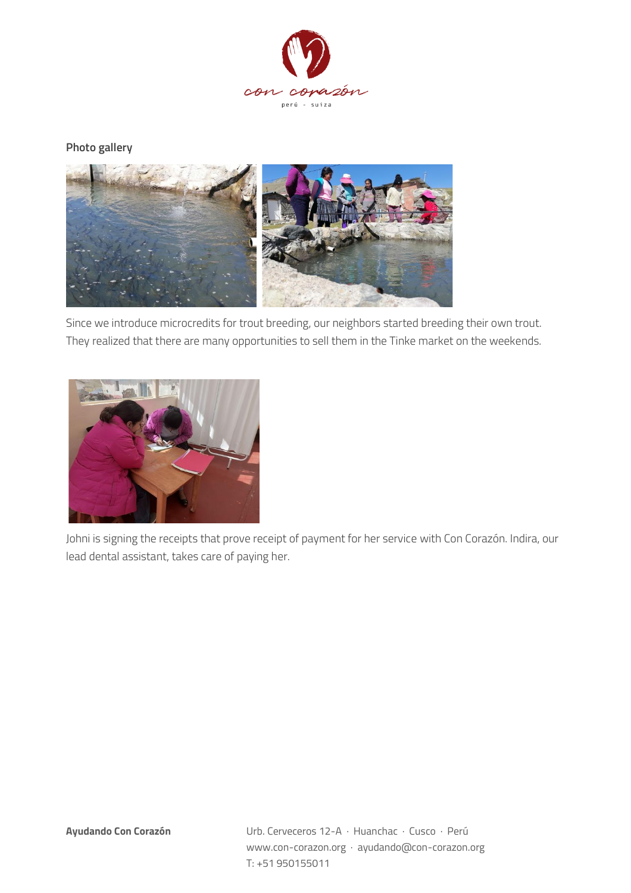**Photo gallery**

Since we introduce microcredits for trout breeding, our neighbors started breeding their own trout. They realized that there are many opportunities to sell them in the Tinke market on the weekends.

Johni is signing the receipts that prove receipt of payment for her service with Con Corazón. Indira, our lead dental assistant, takes care of paying her.

**Ayudando Con Corazón**

Urb. Cerveceros 12-A · Huanchac · Cusco · Perú
www.con-corazon.org · ayudando@con-corazon.org
T: +51 950155011